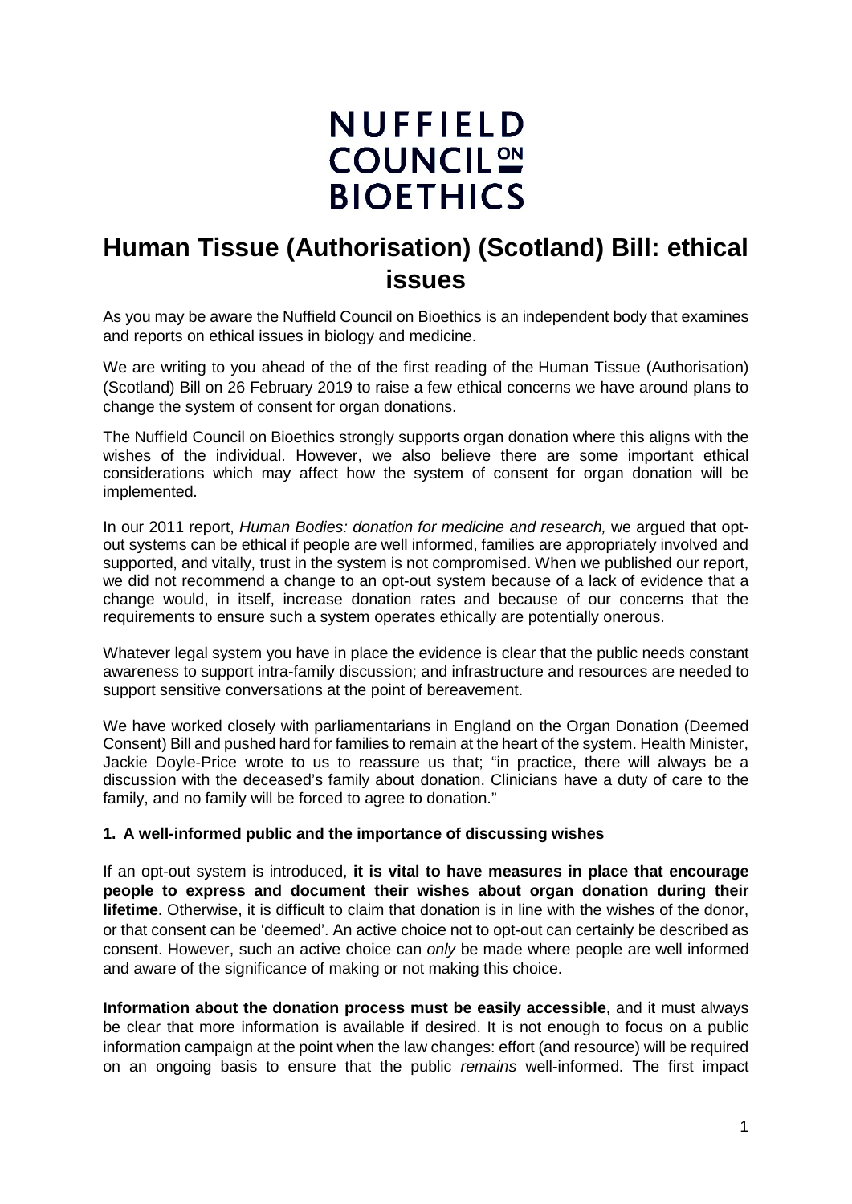# NUFFIELD COUNCIL ON BIOETHICS

# Human Tissue (Authorisation) (Scotland) Bill: ethical issues

As you may be aware the Nuffield Council on Bioethics is an independent body that examines and reports on ethical issues in biology and medicine.

We are writing to you ahead of the of the first reading of the Human Tissue (Authorisation) (Scotland) Bill on 26 February 2019 to raise a few ethical concerns we have around plans to change the system of consent for organ donations.

The Nuffield Council on Bioethics strongly supports organ donation where this aligns with the wishes of the individual. However, we also believe there are some important ethical considerations which may affect how the system of consent for organ donation will be implemented.

In our 2011 report, *Human Bodies: donation for medicine and research,* we argued that opt-out systems can be ethical if people are well informed, families are appropriately involved and supported, and vitally, trust in the system is not compromised. When we published our report, we did not recommend a change to an opt-out system because of a lack of evidence that a change would, in itself, increase donation rates and because of our concerns that the requirements to ensure such a system operates ethically are potentially onerous.

Whatever legal system you have in place the evidence is clear that the public needs constant awareness to support intra-family discussion; and infrastructure and resources are needed to support sensitive conversations at the point of bereavement.

We have worked closely with parliamentarians in England on the Organ Donation (Deemed Consent) Bill and pushed hard for families to remain at the heart of the system. Health Minister, Jackie Doyle-Price wrote to us to reassure us that; "in practice, there will always be a discussion with the deceased's family about donation. Clinicians have a duty of care to the family, and no family will be forced to agree to donation."

### 1. A well-informed public and the importance of discussing wishes

If an opt-out system is introduced, **it is vital to have measures in place that encourage people to express and document their wishes about organ donation during their lifetime**. Otherwise, it is difficult to claim that donation is in line with the wishes of the donor, or that consent can be 'deemed'. An active choice not to opt-out can certainly be described as consent. However, such an active choice can *only* be made where people are well informed and aware of the significance of making or not making this choice.

**Information about the donation process must be easily accessible**, and it must always be clear that more information is available if desired. It is not enough to focus on a public information campaign at the point when the law changes: effort (and resource) will be required on an ongoing basis to ensure that the public *remains* well-informed. The first impact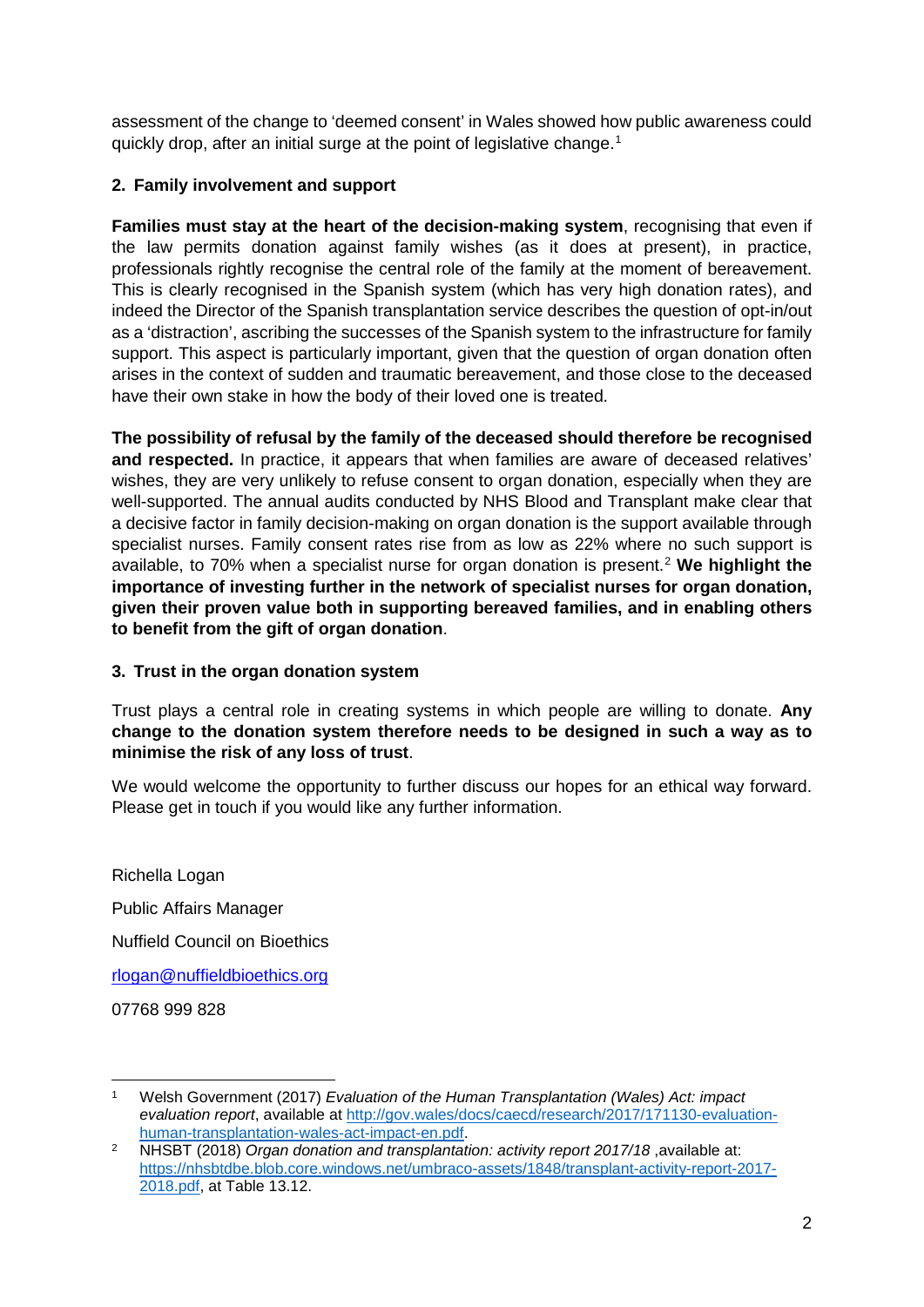assessment of the change to 'deemed consent' in Wales showed how public awareness could quickly drop, after an initial surge at the point of legislative change.[1]

## 2. Family involvement and support

**Families must stay at the heart of the decision-making system**, recognising that even if the law permits donation against family wishes (as it does at present), in practice, professionals rightly recognise the central role of the family at the moment of bereavement. This is clearly recognised in the Spanish system (which has very high donation rates), and indeed the Director of the Spanish transplantation service describes the question of opt-in/out as a 'distraction', ascribing the successes of the Spanish system to the infrastructure for family support. This aspect is particularly important, given that the question of organ donation often arises in the context of sudden and traumatic bereavement, and those close to the deceased have their own stake in how the body of their loved one is treated.

**The possibility of refusal by the family of the deceased should therefore be recognised and respected.** In practice, it appears that when families are aware of deceased relatives' wishes, they are very unlikely to refuse consent to organ donation, especially when they are well-supported. The annual audits conducted by NHS Blood and Transplant make clear that a decisive factor in family decision-making on organ donation is the support available through specialist nurses. Family consent rates rise from as low as 22% where no such support is available, to 70% when a specialist nurse for organ donation is present.[2] **We highlight the importance of investing further in the network of specialist nurses for organ donation, given their proven value both in supporting bereaved families, and in enabling others to benefit from the gift of organ donation**.

## 3. Trust in the organ donation system

Trust plays a central role in creating systems in which people are willing to donate. **Any change to the donation system therefore needs to be designed in such a way as to minimise the risk of any loss of trust**.

We would welcome the opportunity to further discuss our hopes for an ethical way forward. Please get in touch if you would like any further information.

Richella Logan

Public Affairs Manager

Nuffield Council on Bioethics

rlogan@nuffieldbioethics.org

07768 999 828

---

[1] Welsh Government (2017) *Evaluation of the Human Transplantation (Wales) Act: impact evaluation report*, available at http://gov.wales/docs/caecd/research/2017/171130-evaluation-human-transplantation-wales-act-impact-en.pdf.

[2] NHSBT (2018) *Organ donation and transplantation: activity report 2017/18* ,available at: https://nhsbtdbe.blob.core.windows.net/umbraco-assets/1848/transplant-activity-report-2017-2018.pdf, at Table 13.12.